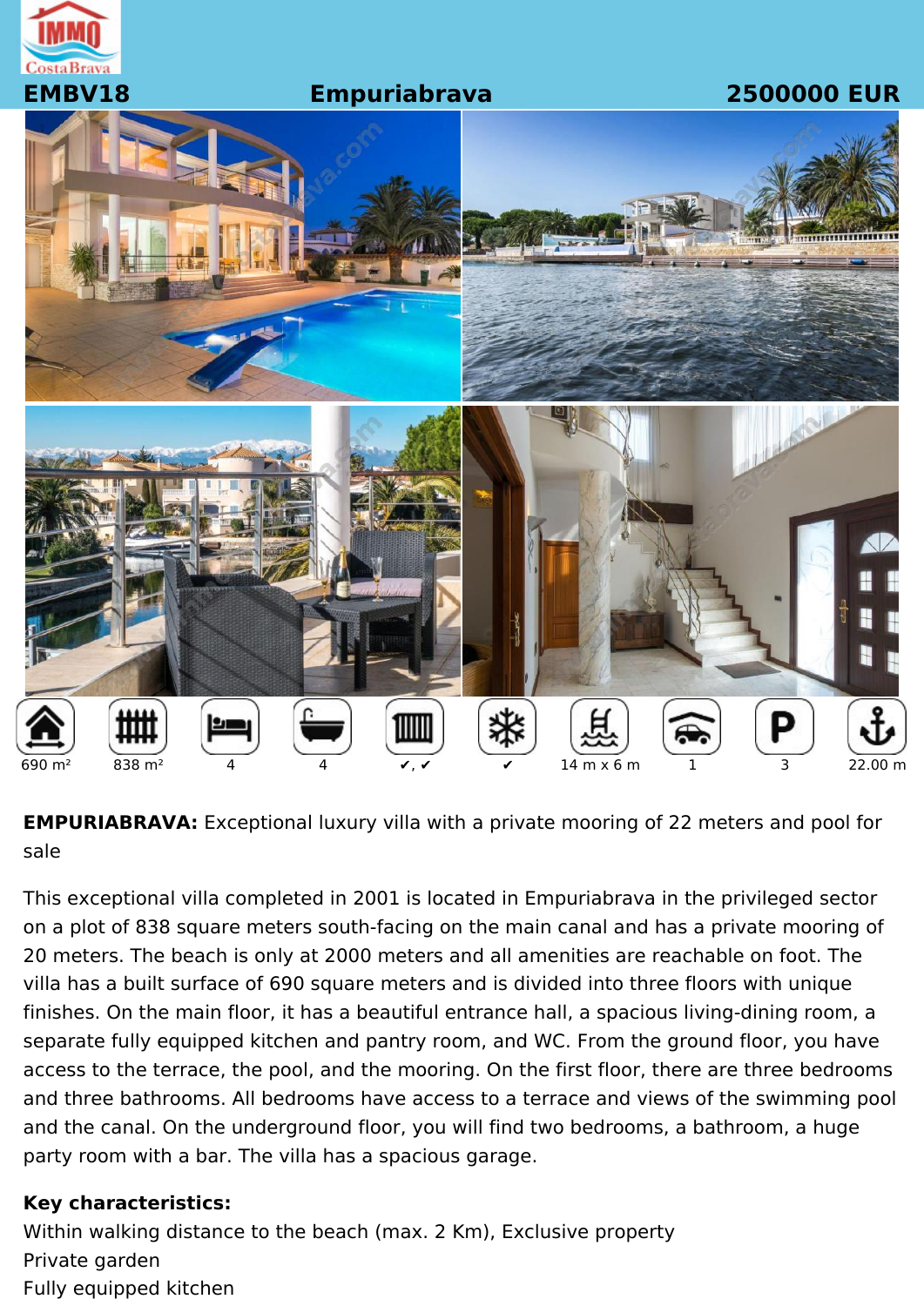EMBV18 | Empuriabrava | 2500000 EUR

| 690 m² | 838 m² | 4 | 4 | ✔, ✔ | ✔ | 14 m x 6 m | 1 | 3 | 22.00 m |
|---|---|---|---|---|---|---|---|---|---|

**EMPURIABRAVA:** Exceptional luxury villa with a private mooring of 22 meters and pool for sale

This exceptional villa completed in 2001 is located in Empuriabrava in the privileged sector on a plot of 838 square meters south-facing on the main canal and has a private mooring of 20 meters. The beach is only at 2000 meters and all amenities are reachable on foot. The villa has a built surface of 690 square meters and is divided into three floors with unique finishes. On the main floor, it has a beautiful entrance hall, a spacious living-dining room, a separate fully equipped kitchen and pantry room, and WC. From the ground floor, you have access to the terrace, the pool, and the mooring. On the first floor, there are three bedrooms and three bathrooms. All bedrooms have access to a terrace and views of the swimming pool and the canal. On the underground floor, you will find two bedrooms, a bathroom, a huge party room with a bar. The villa has a spacious garage.

**Key characteristics:**

Within walking distance to the beach (max. 2 Km), Exclusive property

Private garden

Fully equipped kitchen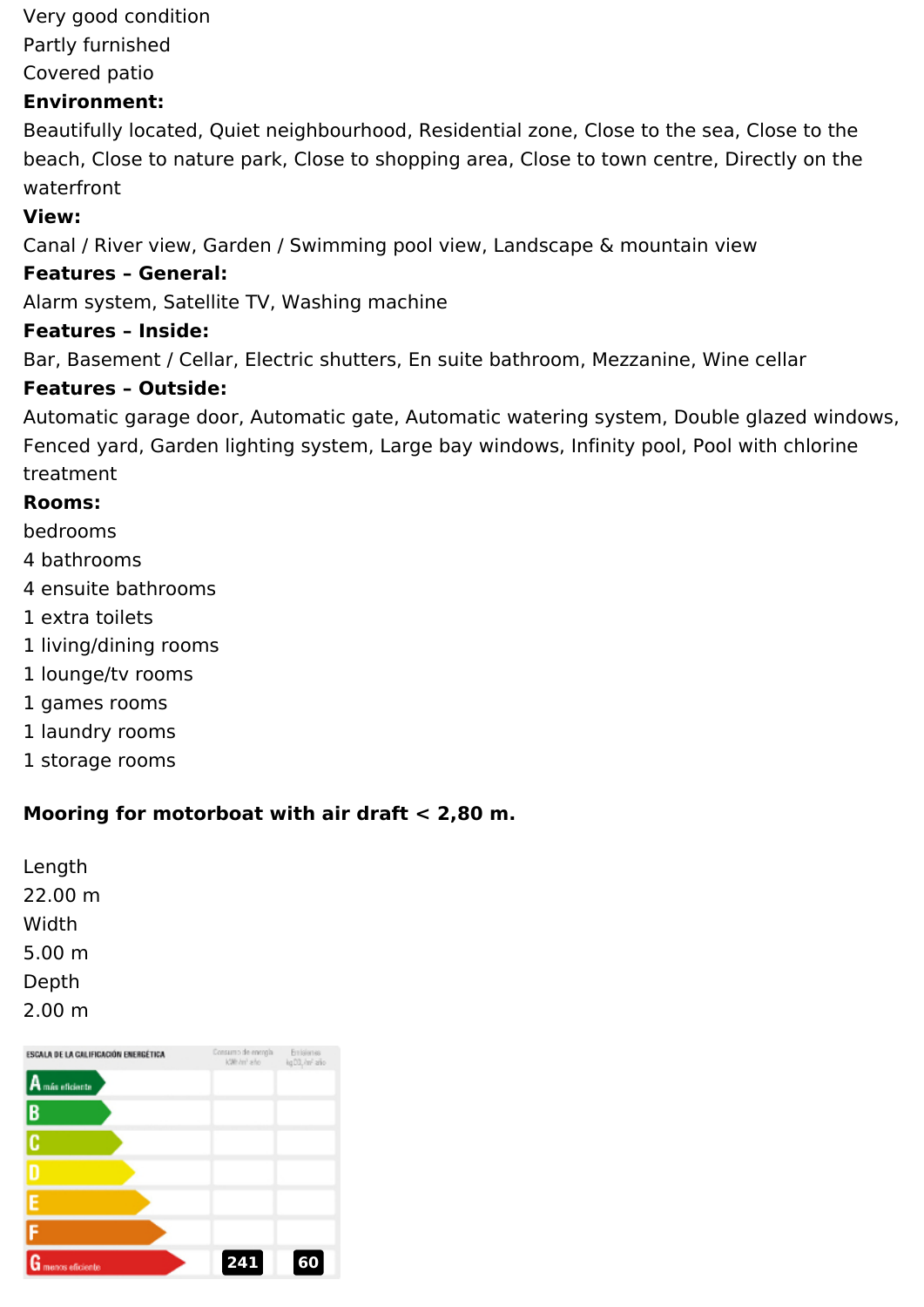Very good condition

Partly furnished

Covered patio

**Environment:**

Beautifully located, Quiet neighbourhood, Residential zone, Close to the sea, Close to the beach, Close to nature park, Close to shopping area, Close to town centre, Directly on the waterfront

**View:**

Canal / River view, Garden / Swimming pool view, Landscape & mountain view

**Features – General:**

Alarm system, Satellite TV, Washing machine

**Features – Inside:**

Bar, Basement / Cellar, Electric shutters, En suite bathroom, Mezzanine, Wine cellar

**Features – Outside:**

Automatic garage door, Automatic gate, Automatic watering system, Double glazed windows, Fenced yard, Garden lighting system, Large bay windows, Infinity pool, Pool with chlorine treatment

**Rooms:**

bedrooms

4 bathrooms

4 ensuite bathrooms

1 extra toilets

1 living/dining rooms

1 lounge/tv rooms

1 games rooms

1 laundry rooms

1 storage rooms

**Mooring for motorboat with air draft < 2,80 m.**

Length

22.00 m

Width

5.00 m

Depth

2.00 m

ESCALA DE LA CALIFICACIÓN ENERGÉTICA

Consumo de energía kWh/m² año

Emisiones kg CO2/m² año

A más eficiente

B

C

D

E

F

G menos eficiente

241

60